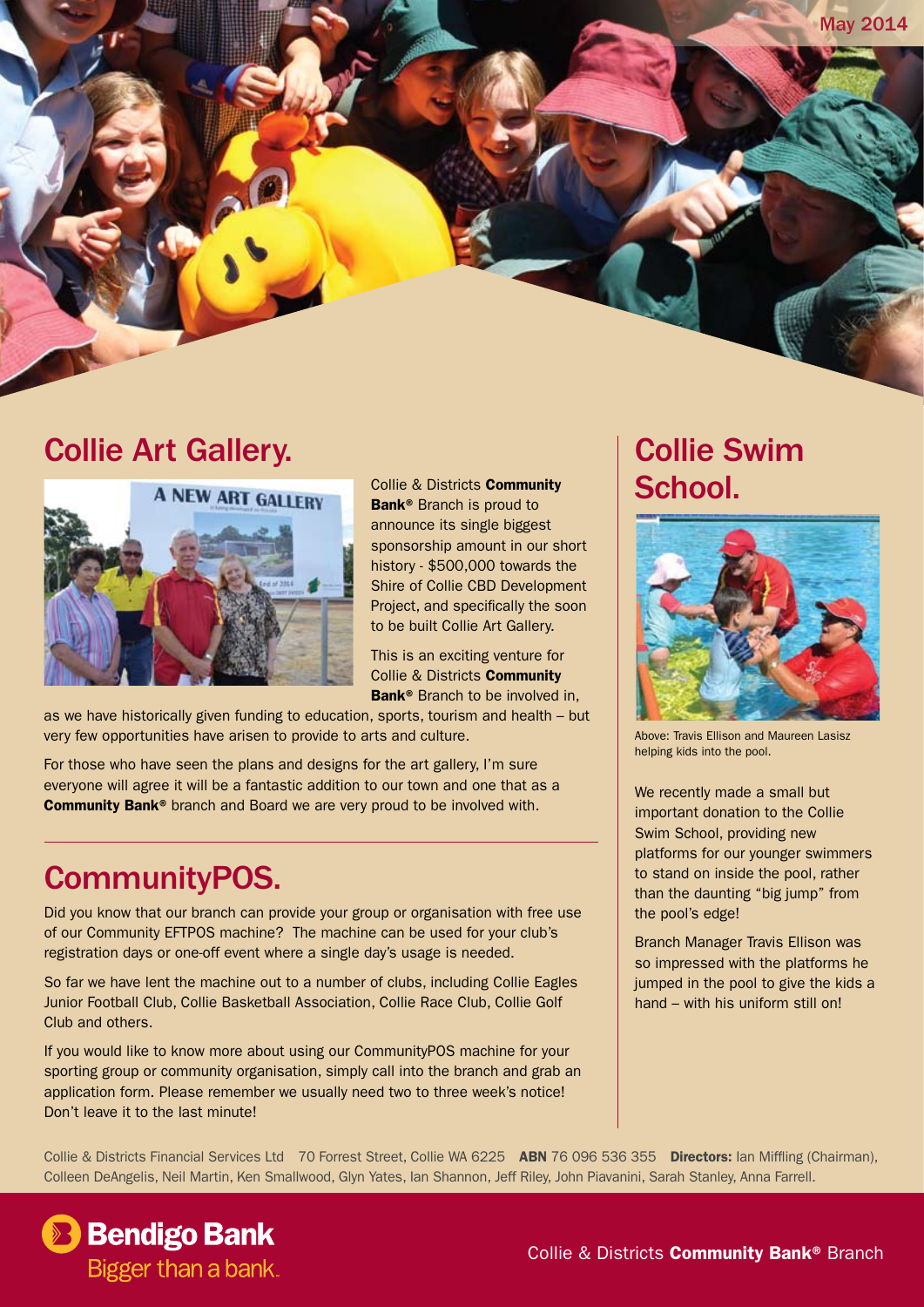May 2014

## Collie Art Gallery.

Collie & Districts **Community Bank®** Branch is proud to announce its single biggest sponsorship amount in our short history - $500,000 towards the Shire of Collie CBD Development Project, and specifically the soon to be built Collie Art Gallery.

This is an exciting venture for Collie & Districts **Community Bank®** Branch to be involved in, as we have historically given funding to education, sports, tourism and health – but very few opportunities have arisen to provide to arts and culture.

For those who have seen the plans and designs for the art gallery, I'm sure everyone will agree it will be a fantastic addition to our town and one that as a **Community Bank®** branch and Board we are very proud to be involved with.

## CommunityPOS.

Did you know that our branch can provide your group or organisation with free use of our Community EFTPOS machine? The machine can be used for your club's registration days or one-off event where a single day's usage is needed.

So far we have lent the machine out to a number of clubs, including Collie Eagles Junior Football Club, Collie Basketball Association, Collie Race Club, Collie Golf Club and others.

If you would like to know more about using our CommunityPOS machine for your sporting group or community organisation, simply call into the branch and grab an application form. Please remember we usually need two to three week's notice! Don't leave it to the last minute!

## Collie Swim School.

Above: Travis Ellison and Maureen Lasisz helping kids into the pool.

We recently made a small but important donation to the Collie Swim School, providing new platforms for our younger swimmers to stand on inside the pool, rather than the daunting "big jump" from the pool's edge!

Branch Manager Travis Ellison was so impressed with the platforms he jumped in the pool to give the kids a hand – with his uniform still on!

Collie & Districts Financial Services Ltd 70 Forrest Street, Collie WA 6225 **ABN** 76 096 536 355 **Directors:** Ian Miffling (Chairman), Colleen DeAngelis, Neil Martin, Ken Smallwood, Glyn Yates, Ian Shannon, Jeff Riley, John Piavanini, Sarah Stanley, Anna Farrell.

Bendigo Bank Bigger than a bank.

Collie & Districts **Community Bank®** Branch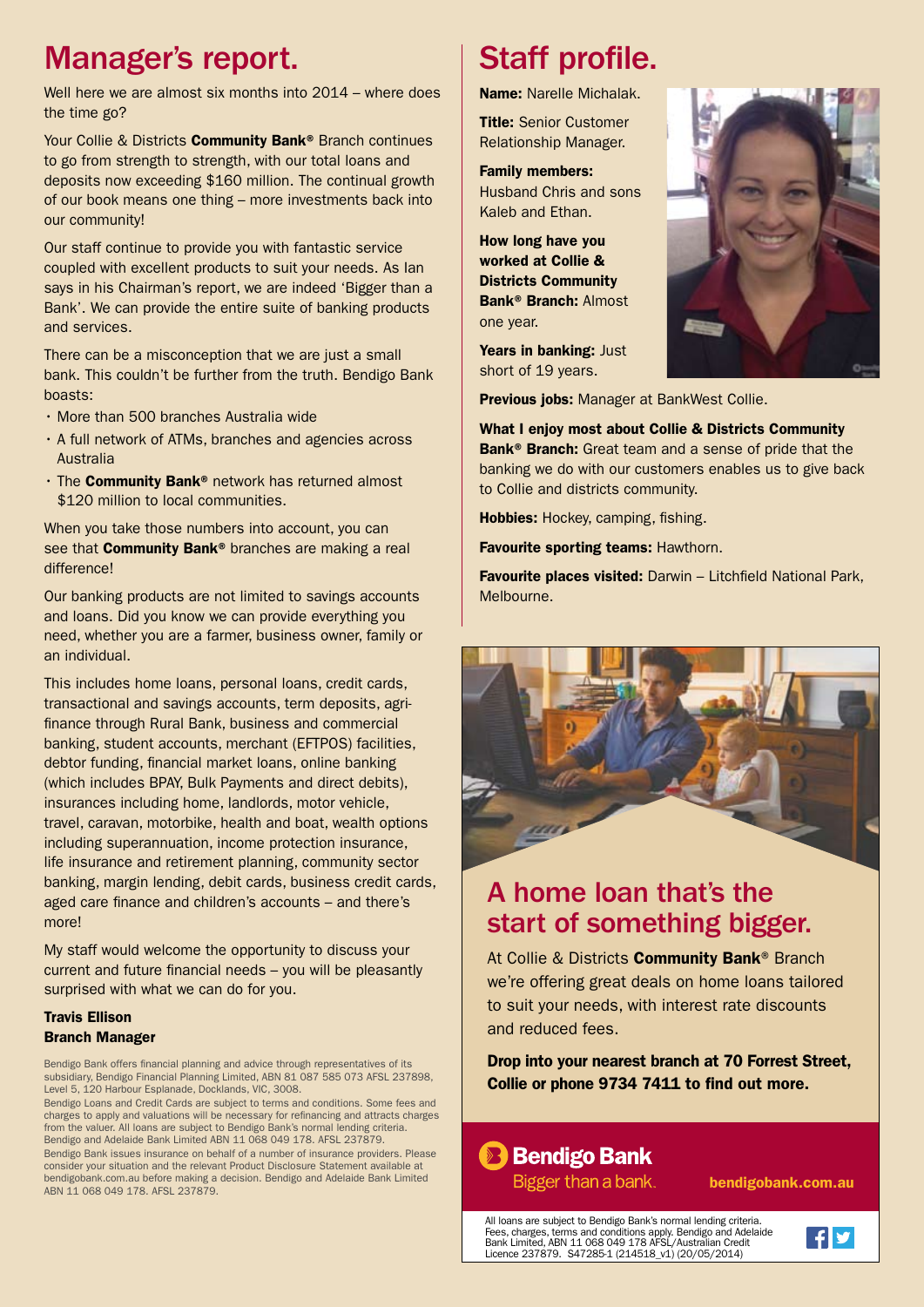# Manager's report.

Well here we are almost six months into 2014 – where does the time go?

Your Collie & Districts **Community Bank®** Branch continues to go from strength to strength, with our total loans and deposits now exceeding $160 million. The continual growth of our book means one thing – more investments back into our community!

Our staff continue to provide you with fantastic service coupled with excellent products to suit your needs. As Ian says in his Chairman's report, we are indeed 'Bigger than a Bank'. We can provide the entire suite of banking products and services.

There can be a misconception that we are just a small bank. This couldn't be further from the truth. Bendigo Bank boasts:

- More than 500 branches Australia wide
- A full network of ATMs, branches and agencies across Australia
- The **Community Bank®** network has returned almost $120 million to local communities.

When you take those numbers into account, you can see that **Community Bank®** branches are making a real difference!

Our banking products are not limited to savings accounts and loans. Did you know we can provide everything you need, whether you are a farmer, business owner, family or an individual.

This includes home loans, personal loans, credit cards, transactional and savings accounts, term deposits, agri-finance through Rural Bank, business and commercial banking, student accounts, merchant (EFTPOS) facilities, debtor funding, financial market loans, online banking (which includes BPAY, Bulk Payments and direct debits), insurances including home, landlords, motor vehicle, travel, caravan, motorbike, health and boat, wealth options including superannuation, income protection insurance, life insurance and retirement planning, community sector banking, margin lending, debit cards, business credit cards, aged care finance and children's accounts – and there's more!

My staff would welcome the opportunity to discuss your current and future financial needs – you will be pleasantly surprised with what we can do for you.

**Travis Ellison**
**Branch Manager**

Bendigo Bank offers financial planning and advice through representatives of its subsidiary, Bendigo Financial Planning Limited, ABN 81 087 585 073 AFSL 237898, Level 5, 120 Harbour Esplanade, Docklands, VIC, 3008.

Bendigo Loans and Credit Cards are subject to terms and conditions. Some fees and charges to apply and valuations will be necessary for refinancing and attracts charges from the valuer. All loans are subject to Bendigo Bank's normal lending criteria. Bendigo and Adelaide Bank Limited ABN 11 068 049 178. AFSL 237879.

Bendigo Bank issues insurance on behalf of a number of insurance providers. Please consider your situation and the relevant Product Disclosure Statement available at bendigobank.com.au before making a decision. Bendigo and Adelaide Bank Limited ABN 11 068 049 178. AFSL 237879.

# Staff profile.

**Name:** Narelle Michalak.

**Title:** Senior Customer Relationship Manager.

**Family members:** Husband Chris and sons Kaleb and Ethan.

**How long have you worked at Collie & Districts Community Bank® Branch:** Almost one year.

**Years in banking:** Just short of 19 years.

**Previous jobs:** Manager at BankWest Collie.

**What I enjoy most about Collie & Districts Community Bank® Branch:** Great team and a sense of pride that the banking we do with our customers enables us to give back to Collie and districts community.

**Hobbies:** Hockey, camping, fishing.

**Favourite sporting teams:** Hawthorn.

**Favourite places visited:** Darwin – Litchfield National Park, Melbourne.

## A home loan that's the start of something bigger.

At Collie & Districts **Community Bank®** Branch we're offering great deals on home loans tailored to suit your needs, with interest rate discounts and reduced fees.

**Drop into your nearest branch at 70 Forrest Street, Collie or phone 9734 7411 to find out more.**

**Bendigo Bank**
Bigger than a bank.

**bendigobank.com.au**

All loans are subject to Bendigo Bank's normal lending criteria. Fees, charges, terms and conditions apply. Bendigo and Adelaide Bank Limited, ABN 11 068 049 178 AFSL/Australian Credit Licence 237879. S47285-1 (214518_v1) (20/05/2014)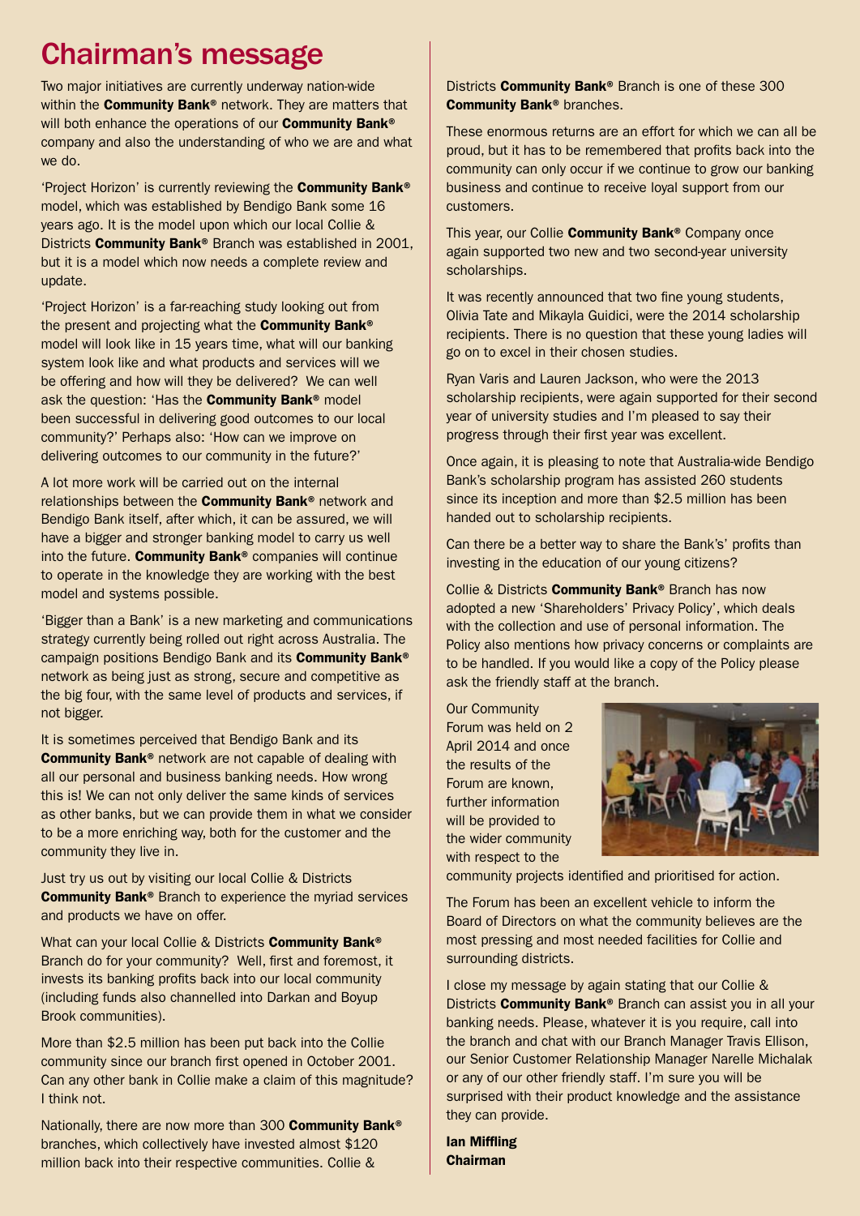# Chairman's message

Two major initiatives are currently underway nation-wide within the **Community Bank®** network. They are matters that will both enhance the operations of our **Community Bank®** company and also the understanding of who we are and what we do.

'Project Horizon' is currently reviewing the **Community Bank®** model, which was established by Bendigo Bank some 16 years ago. It is the model upon which our local Collie & Districts **Community Bank®** Branch was established in 2001, but it is a model which now needs a complete review and update.

'Project Horizon' is a far-reaching study looking out from the present and projecting what the **Community Bank®** model will look like in 15 years time, what will our banking system look like and what products and services will we be offering and how will they be delivered? We can well ask the question: 'Has the **Community Bank®** model been successful in delivering good outcomes to our local community?' Perhaps also: 'How can we improve on delivering outcomes to our community in the future?'

A lot more work will be carried out on the internal relationships between the **Community Bank®** network and Bendigo Bank itself, after which, it can be assured, we will have a bigger and stronger banking model to carry us well into the future. **Community Bank®** companies will continue to operate in the knowledge they are working with the best model and systems possible.

'Bigger than a Bank' is a new marketing and communications strategy currently being rolled out right across Australia. The campaign positions Bendigo Bank and its **Community Bank®** network as being just as strong, secure and competitive as the big four, with the same level of products and services, if not bigger.

It is sometimes perceived that Bendigo Bank and its **Community Bank®** network are not capable of dealing with all our personal and business banking needs. How wrong this is! We can not only deliver the same kinds of services as other banks, but we can provide them in what we consider to be a more enriching way, both for the customer and the community they live in.

Just try us out by visiting our local Collie & Districts **Community Bank®** Branch to experience the myriad services and products we have on offer.

What can your local Collie & Districts **Community Bank®** Branch do for your community? Well, first and foremost, it invests its banking profits back into our local community (including funds also channelled into Darkan and Boyup Brook communities).

More than $2.5 million has been put back into the Collie community since our branch first opened in October 2001. Can any other bank in Collie make a claim of this magnitude? I think not.

Nationally, there are now more than 300 **Community Bank®** branches, which collectively have invested almost $120 million back into their respective communities. Collie & Districts **Community Bank®** Branch is one of these 300 **Community Bank®** branches.

These enormous returns are an effort for which we can all be proud, but it has to be remembered that profits back into the community can only occur if we continue to grow our banking business and continue to receive loyal support from our customers.

This year, our Collie **Community Bank®** Company once again supported two new and two second-year university scholarships.

It was recently announced that two fine young students, Olivia Tate and Mikayla Guidici, were the 2014 scholarship recipients. There is no question that these young ladies will go on to excel in their chosen studies.

Ryan Varis and Lauren Jackson, who were the 2013 scholarship recipients, were again supported for their second year of university studies and I'm pleased to say their progress through their first year was excellent.

Once again, it is pleasing to note that Australia-wide Bendigo Bank's scholarship program has assisted 260 students since its inception and more than $2.5 million has been handed out to scholarship recipients.

Can there be a better way to share the Bank's' profits than investing in the education of our young citizens?

Collie & Districts **Community Bank®** Branch has now adopted a new 'Shareholders' Privacy Policy', which deals with the collection and use of personal information. The Policy also mentions how privacy concerns or complaints are to be handled. If you would like a copy of the Policy please ask the friendly staff at the branch.

Our Community Forum was held on 2 April 2014 and once the results of the Forum are known, further information will be provided to the wider community with respect to the community projects identified and prioritised for action.

The Forum has been an excellent vehicle to inform the Board of Directors on what the community believes are the most pressing and most needed facilities for Collie and surrounding districts.

I close my message by again stating that our Collie & Districts **Community Bank®** Branch can assist you in all your banking needs. Please, whatever it is you require, call into the branch and chat with our Branch Manager Travis Ellison, our Senior Customer Relationship Manager Narelle Michalak or any of our other friendly staff. I'm sure you will be surprised with their product knowledge and the assistance they can provide.

**Ian Miffling**
**Chairman**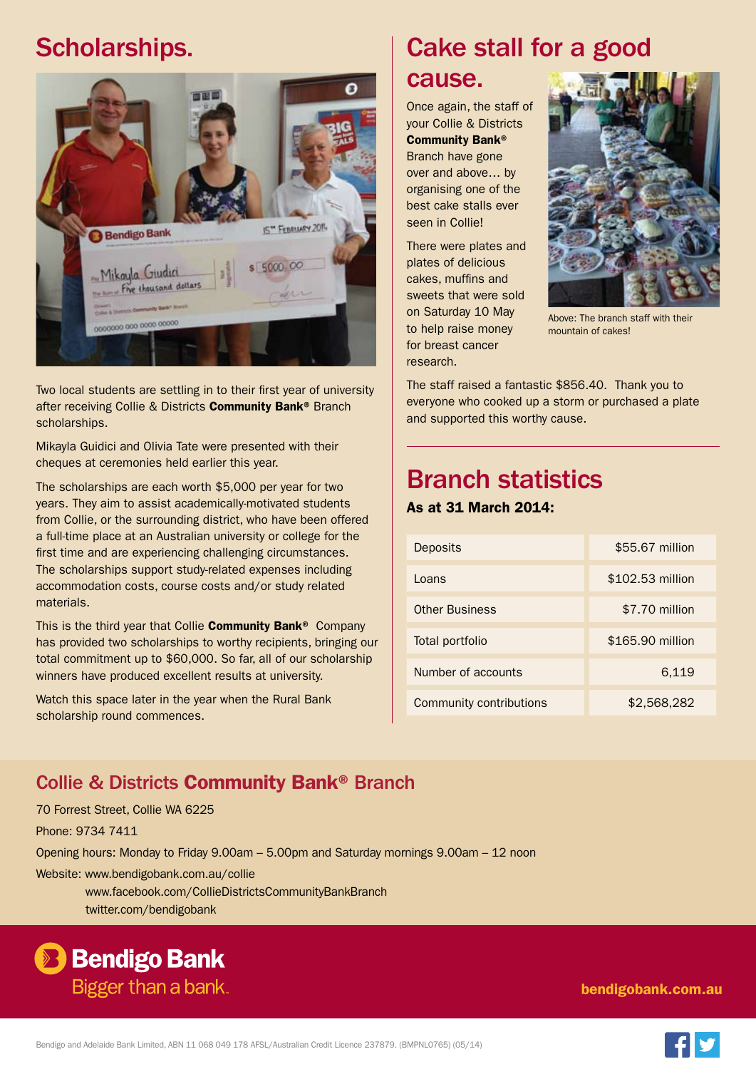## Scholarships.

Two local students are settling in to their first year of university after receiving Collie & Districts **Community Bank®** Branch scholarships.

Mikayla Guidici and Olivia Tate were presented with their cheques at ceremonies held earlier this year.

The scholarships are each worth $5,000 per year for two years. They aim to assist academically-motivated students from Collie, or the surrounding district, who have been offered a full-time place at an Australian university or college for the first time and are experiencing challenging circumstances. The scholarships support study-related expenses including accommodation costs, course costs and/or study related materials.

This is the third year that Collie **Community Bank®** Company has provided two scholarships to worthy recipients, bringing our total commitment up to $60,000. So far, all of our scholarship winners have produced excellent results at university.

Watch this space later in the year when the Rural Bank scholarship round commences.

## Cake stall for a good cause.

Once again, the staff of your Collie & Districts **Community Bank®** Branch have gone over and above… by organising one of the best cake stalls ever seen in Collie!

There were plates and plates of delicious cakes, muffins and sweets that were sold on Saturday 10 May to help raise money for breast cancer research.

Above: The branch staff with their mountain of cakes!

The staff raised a fantastic $856.40. Thank you to everyone who cooked up a storm or purchased a plate and supported this worthy cause.

## Branch statistics

**As at 31 March 2014:**

| | |
|---|---|
| Deposits | $55.67 million |
| Loans | $102.53 million |
| Other Business | $7.70 million |
| Total portfolio | $165.90 million |
| Number of accounts | 6,119 |
| Community contributions | $2,568,282 |

### Collie & Districts **Community Bank®** Branch

70 Forrest Street, Collie WA 6225

Phone: 9734 7411

Opening hours: Monday to Friday 9.00am – 5.00pm and Saturday mornings 9.00am – 12 noon

Website: www.bendigobank.com.au/collie
www.facebook.com/CollieDistrictsCommunityBankBranch
twitter.com/bendigobank

Bendigo Bank
Bigger than a bank.

bendigobank.com.au

Bendigo and Adelaide Bank Limited, ABN 11 068 049 178 AFSL/Australian Credit Licence 237879. (BMPNL0765) (05/14)